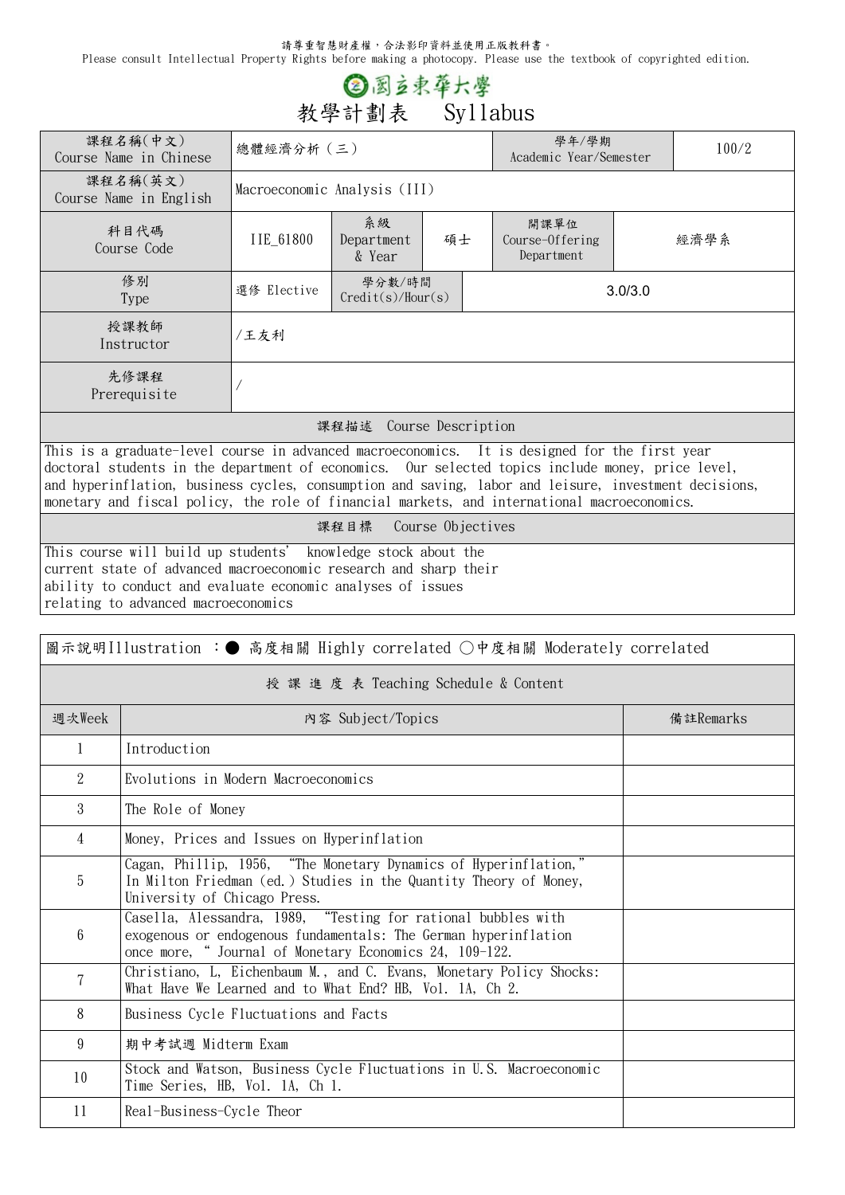請尊重智慧財產權，合法影印資料並使用正版教科書。
Please consult Intellectual Property Rights before making a photocopy. Please use the textbook of copyrighted edition.

國立東華大學

# 教學計劃表　Syllabus

| 課程名稱(中文) Course Name in Chinese | 總體經濟分析（三） | | | 學年/學期 Academic Year/Semester | 100/2 |
|---|---|---|---|---|---|
| 課程名稱(英文) Course Name in English | Macroeconomic Analysis (III) | | | | |
| 科目代碼 Course Code | IIE_61800 | 系級 Department & Year | 碩士 | 開課單位 Course-Offering Department | 經濟學系 |
| 修別 Type | 選修 Elective | 學分數/時間 Credit(s)/Hour(s) | 3.0/3.0 | | |
| 授課教師 Instructor | /王友利 | | | | |
| 先修課程 Prerequisite | / | | | | |

## 課程描述　Course Description

This is a graduate-level course in advanced macroeconomics. It is designed for the first year doctoral students in the department of economics. Our selected topics include money, price level, and hyperinflation, business cycles, consumption and saving, labor and leisure, investment decisions, monetary and fiscal policy, the role of financial markets, and international macroeconomics.

## 課程目標　Course Objectives

This course will build up students' knowledge stock about the current state of advanced macroeconomic research and sharp their ability to conduct and evaluate economic analyses of issues relating to advanced macroeconomics

圖示說明Illustration ：● 高度相關 Highly correlated ○中度相關 Moderately correlated

## 授 課 進 度 表 Teaching Schedule & Content

| 週次Week | 內容 Subject/Topics | 備註Remarks |
|---|---|---|
| 1 | Introduction | |
| 2 | Evolutions in Modern Macroeconomics | |
| 3 | The Role of Money | |
| 4 | Money, Prices and Issues on Hyperinflation | |
| 5 | Cagan, Phillip, 1956, "The Monetary Dynamics of Hyperinflation," In Milton Friedman (ed.) Studies in the Quantity Theory of Money, University of Chicago Press. | |
| 6 | Casella, Alessandra, 1989, "Testing for rational bubbles with exogenous or endogenous fundamentals: The German hyperinflation once more," Journal of Monetary Economics 24, 109-122. | |
| 7 | Christiano, L, Eichenbaum M., and C. Evans, Monetary Policy Shocks: What Have We Learned and to What End? HB, Vol. 1A, Ch 2. | |
| 8 | Business Cycle Fluctuations and Facts | |
| 9 | 期中考試週 Midterm Exam | |
| 10 | Stock and Watson, Business Cycle Fluctuations in U.S. Macroeconomic Time Series, HB, Vol. 1A, Ch 1. | |
| 11 | Real-Business-Cycle Theor | |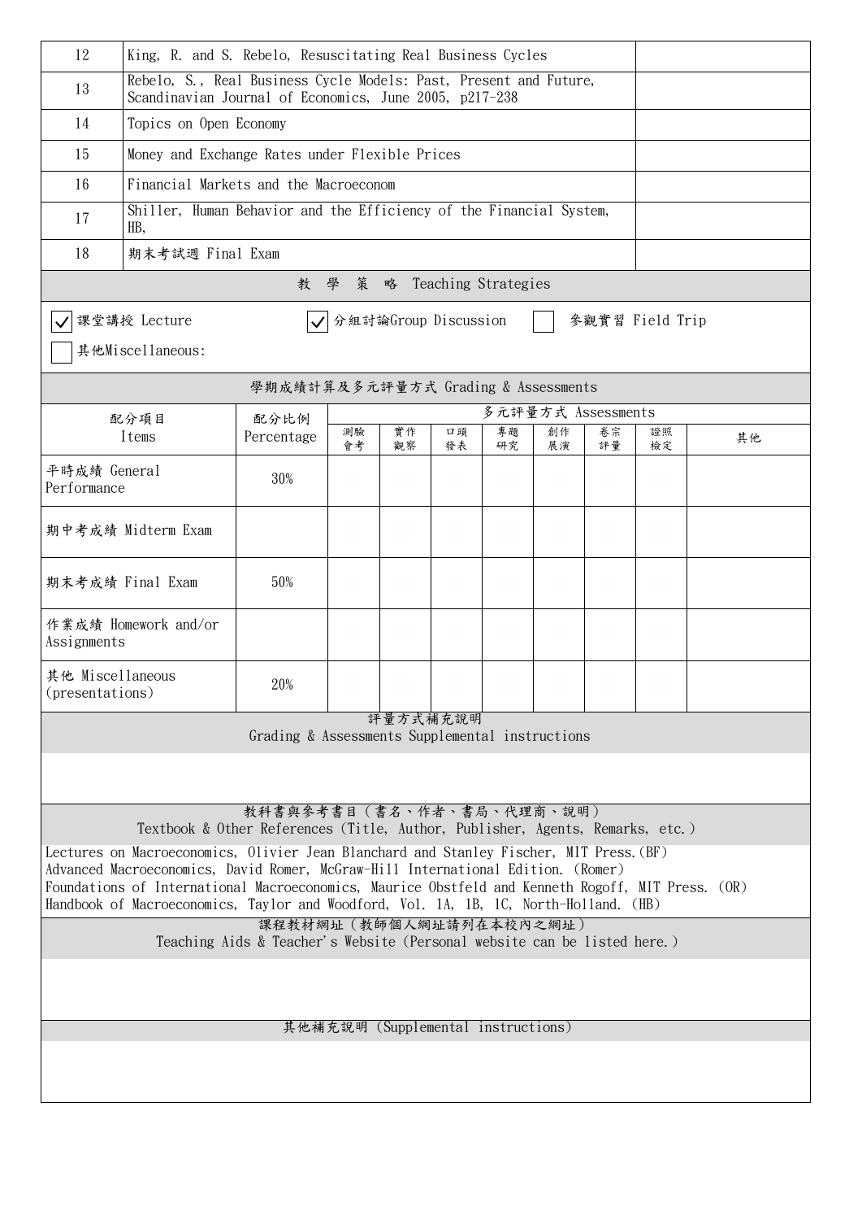| | | |
|---|---|---|
| 12 | King, R. and S. Rebelo, Resuscitating Real Business Cycles | |
| 13 | Rebelo, S., Real Business Cycle Models: Past, Present and Future, Scandinavian Journal of Economics, June 2005, p217-238 | |
| 14 | Topics on Open Economy | |
| 15 | Money and Exchange Rates under Flexible Prices | |
| 16 | Financial Markets and the Macroeconom | |
| 17 | Shiller, Human Behavior and the Efficiency of the Financial System, HB, | |
| 18 | 期末考試週 Final Exam | |

## 教 學 策 略 Teaching Strategies

- [x] 課堂講授 Lecture
- [x] 分組討論Group Discussion
- [ ] 參觀實習 Field Trip
- [ ] 其他Miscellaneous:

## 學期成績計算及多元評量方式 Grading & Assessments

| 配分項目 Items | 配分比例 Percentage | 多元評量方式 Assessments | | | | | | | |
|---|---|---|---|---|---|---|---|---|---|
| | | 測驗會考 | 實作觀察 | 口頭發表 | 專題研究 | 創作展演 | 卷宗評量 | 證照檢定 | 其他 |
| 平時成績 General Performance | 30% | | | | | | | | |
| 期中考成績 Midterm Exam | | | | | | | | | |
| 期末考成績 Final Exam | 50% | | | | | | | | |
| 作業成績 Homework and/or Assignments | | | | | | | | | |
| 其他 Miscellaneous (presentations) | 20% | | | | | | | | |

## 評量方式補充說明 Grading & Assessments Supplemental instructions

## 教科書與參考書目（書名、作者、書局、代理商、說明） Textbook & Other References (Title, Author, Publisher, Agents, Remarks, etc.)

Lectures on Macroeconomics, Olivier Jean Blanchard and Stanley Fischer, MIT Press.(BF)
Advanced Macroeconomics, David Romer, McGraw-Hill International Edition. (Romer)
Foundations of International Macroeconomics, Maurice Obstfeld and Kenneth Rogoff, MIT Press. (OR)
Handbook of Macroeconomics, Taylor and Woodford, Vol. 1A, 1B, 1C, North-Holland. (HB)

## 課程教材網址（教師個人網址請列在本校內之網址） Teaching Aids & Teacher's Website (Personal website can be listed here.)

## 其他補充說明 (Supplemental instructions)